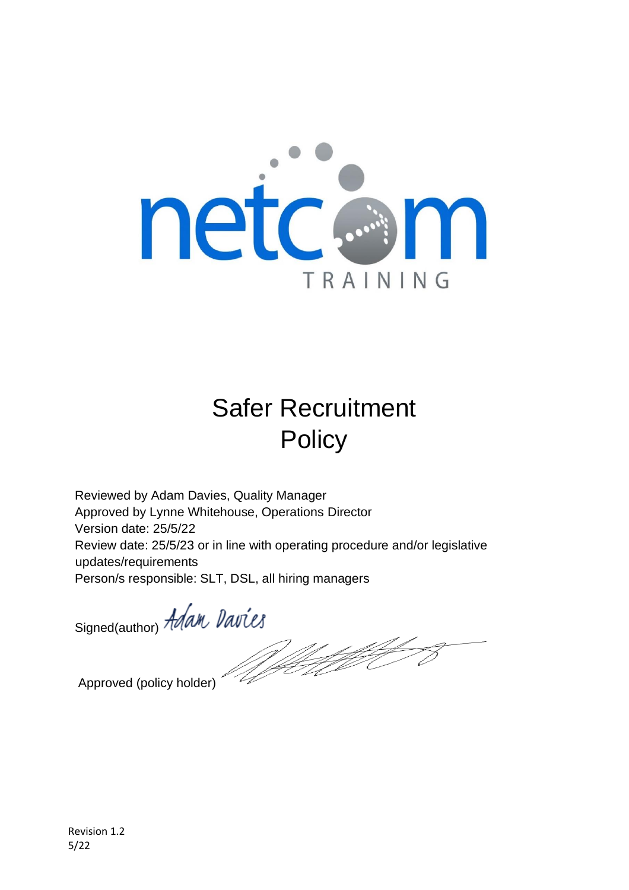netcom TRAINING

# Safer Recruitment Policy

Reviewed by Adam Davies, Quality Manager
Approved by Lynne Whitehouse, Operations Director
Version date: 25/5/22
Review date: 25/5/23 or in line with operating procedure and/or legislative updates/requirements
Person/s responsible: SLT, DSL, all hiring managers

Signed(author) Adam Davies

Approved (policy holder)

Revision 1.2
5/22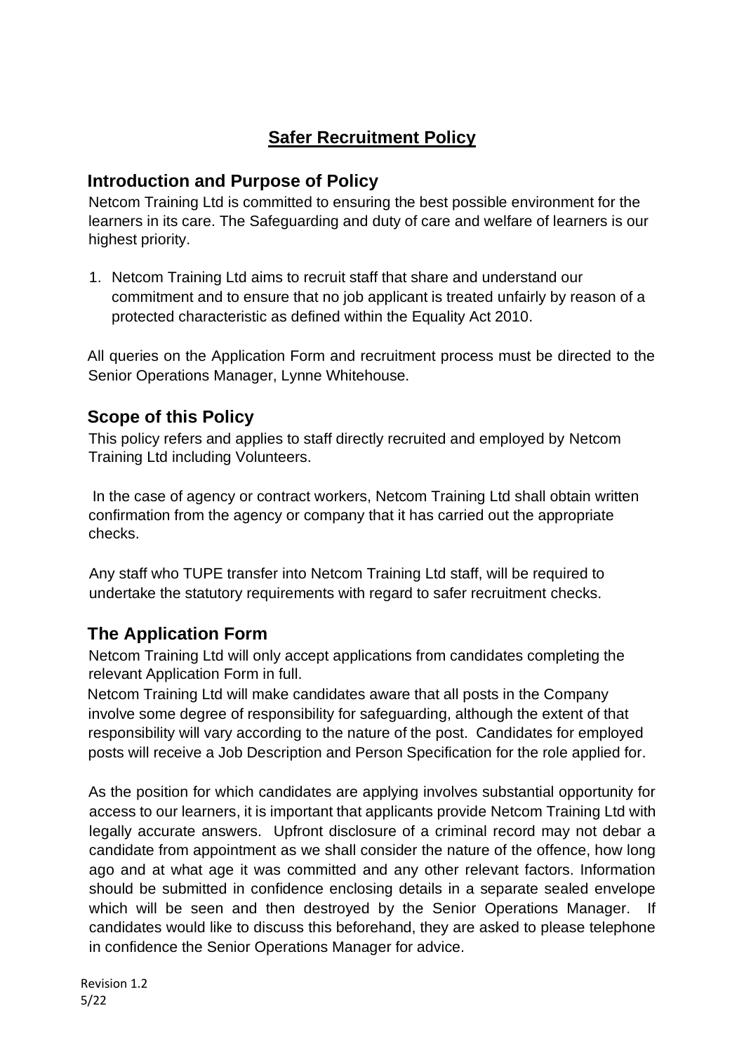# Safer Recruitment Policy

## Introduction and Purpose of Policy

Netcom Training Ltd is committed to ensuring the best possible environment for the learners in its care. The Safeguarding and duty of care and welfare of learners is our highest priority.

1. Netcom Training Ltd aims to recruit staff that share and understand our commitment and to ensure that no job applicant is treated unfairly by reason of a protected characteristic as defined within the Equality Act 2010.

All queries on the Application Form and recruitment process must be directed to the Senior Operations Manager, Lynne Whitehouse.

## Scope of this Policy

This policy refers and applies to staff directly recruited and employed by Netcom Training Ltd including Volunteers.

In the case of agency or contract workers, Netcom Training Ltd shall obtain written confirmation from the agency or company that it has carried out the appropriate checks.

Any staff who TUPE transfer into Netcom Training Ltd staff, will be required to undertake the statutory requirements with regard to safer recruitment checks.

## The Application Form

Netcom Training Ltd will only accept applications from candidates completing the relevant Application Form in full.

Netcom Training Ltd will make candidates aware that all posts in the Company involve some degree of responsibility for safeguarding, although the extent of that responsibility will vary according to the nature of the post. Candidates for employed posts will receive a Job Description and Person Specification for the role applied for.

As the position for which candidates are applying involves substantial opportunity for access to our learners, it is important that applicants provide Netcom Training Ltd with legally accurate answers. Upfront disclosure of a criminal record may not debar a candidate from appointment as we shall consider the nature of the offence, how long ago and at what age it was committed and any other relevant factors. Information should be submitted in confidence enclosing details in a separate sealed envelope which will be seen and then destroyed by the Senior Operations Manager. If candidates would like to discuss this beforehand, they are asked to please telephone in confidence the Senior Operations Manager for advice.

Revision 1.2
5/22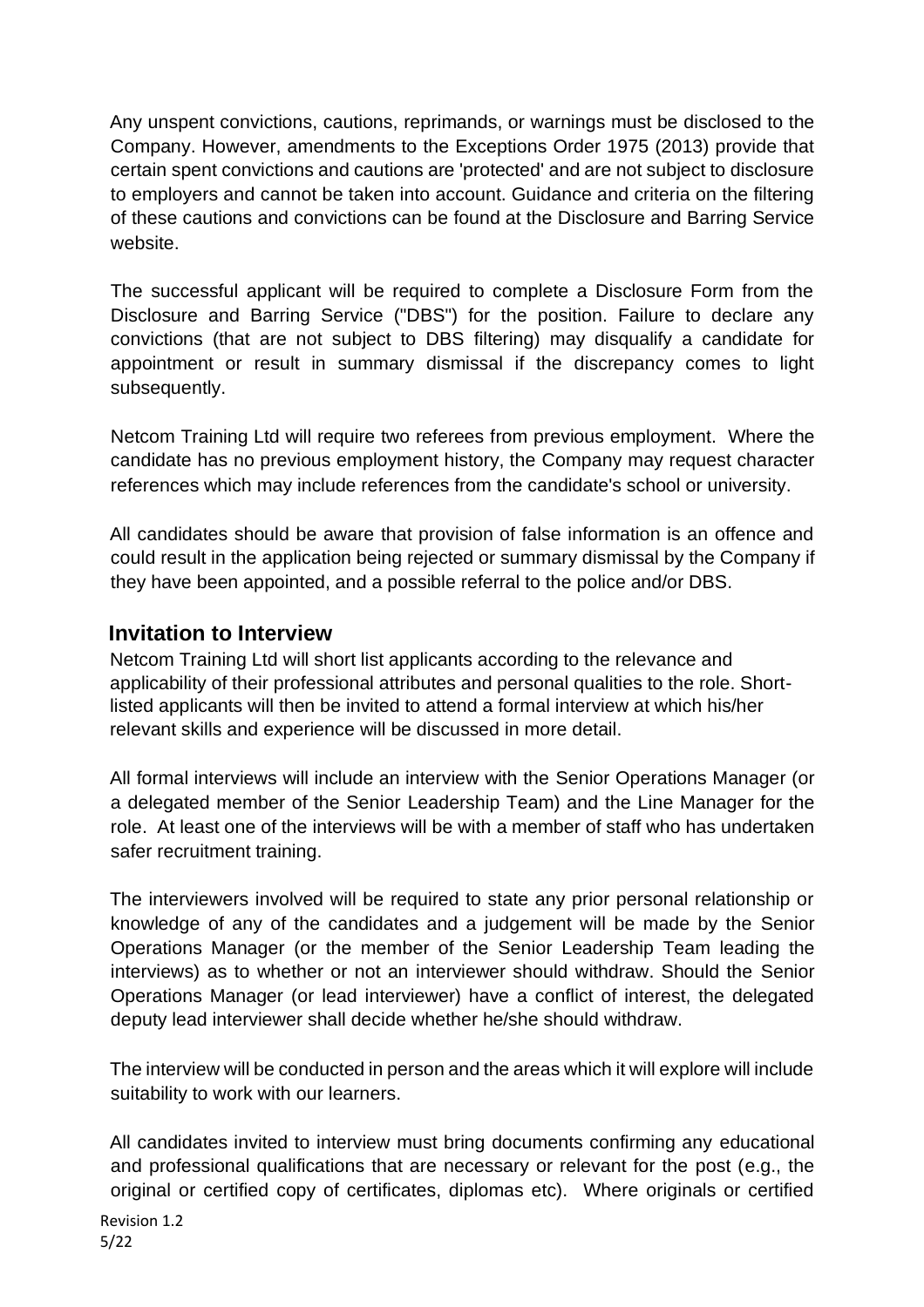Any unspent convictions, cautions, reprimands, or warnings must be disclosed to the Company. However, amendments to the Exceptions Order 1975 (2013) provide that certain spent convictions and cautions are 'protected' and are not subject to disclosure to employers and cannot be taken into account. Guidance and criteria on the filtering of these cautions and convictions can be found at the Disclosure and Barring Service website.

The successful applicant will be required to complete a Disclosure Form from the Disclosure and Barring Service ("DBS") for the position. Failure to declare any convictions (that are not subject to DBS filtering) may disqualify a candidate for appointment or result in summary dismissal if the discrepancy comes to light subsequently.

Netcom Training Ltd will require two referees from previous employment. Where the candidate has no previous employment history, the Company may request character references which may include references from the candidate's school or university.

All candidates should be aware that provision of false information is an offence and could result in the application being rejected or summary dismissal by the Company if they have been appointed, and a possible referral to the police and/or DBS.

## Invitation to Interview

Netcom Training Ltd will short list applicants according to the relevance and applicability of their professional attributes and personal qualities to the role. Short-listed applicants will then be invited to attend a formal interview at which his/her relevant skills and experience will be discussed in more detail.

All formal interviews will include an interview with the Senior Operations Manager (or a delegated member of the Senior Leadership Team) and the Line Manager for the role. At least one of the interviews will be with a member of staff who has undertaken safer recruitment training.

The interviewers involved will be required to state any prior personal relationship or knowledge of any of the candidates and a judgement will be made by the Senior Operations Manager (or the member of the Senior Leadership Team leading the interviews) as to whether or not an interviewer should withdraw. Should the Senior Operations Manager (or lead interviewer) have a conflict of interest, the delegated deputy lead interviewer shall decide whether he/she should withdraw.

The interview will be conducted in person and the areas which it will explore will include suitability to work with our learners.

All candidates invited to interview must bring documents confirming any educational and professional qualifications that are necessary or relevant for the post (e.g., the original or certified copy of certificates, diplomas etc). Where originals or certified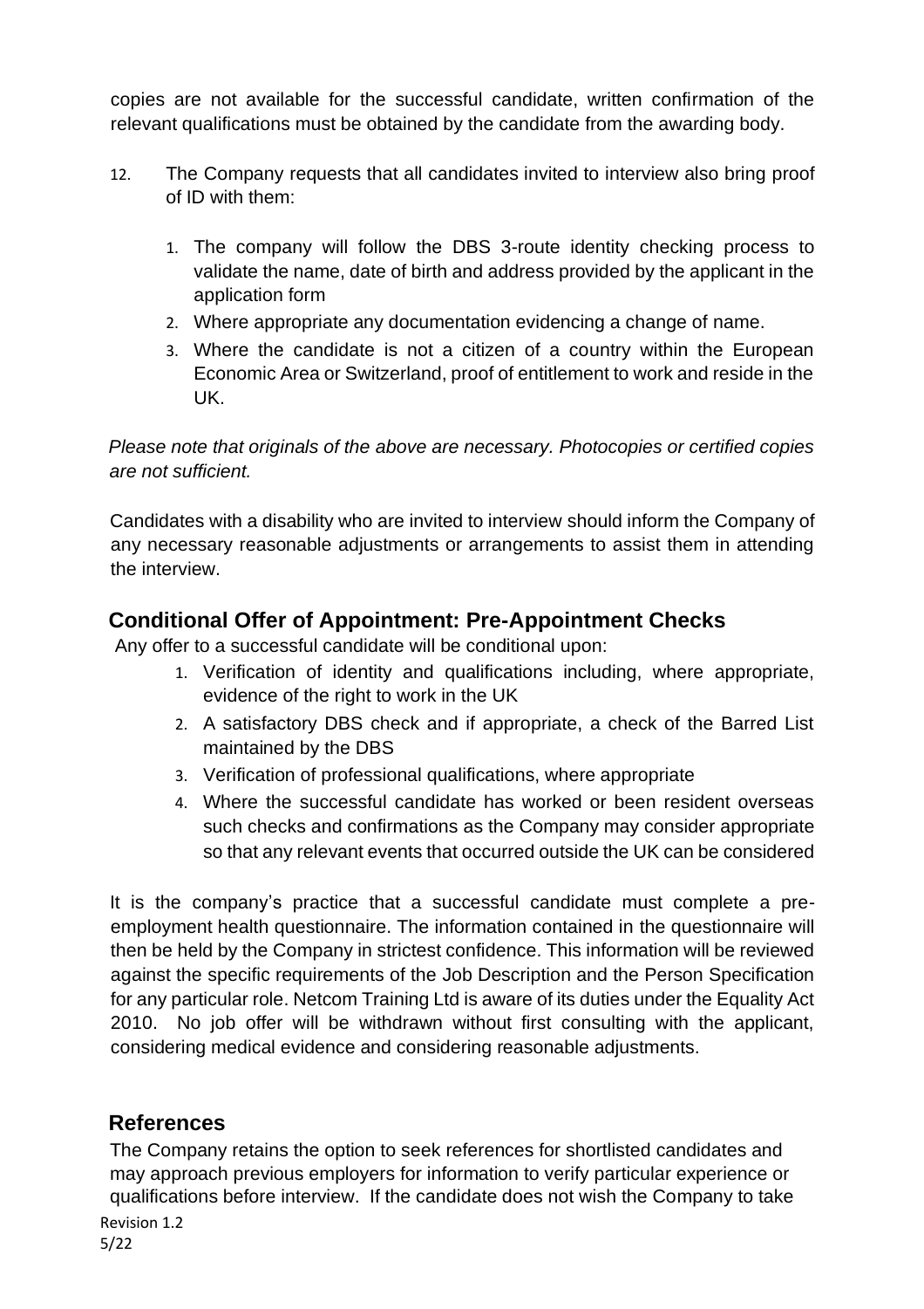copies are not available for the successful candidate, written confirmation of the relevant qualifications must be obtained by the candidate from the awarding body.

12. The Company requests that all candidates invited to interview also bring proof of ID with them:

    1. The company will follow the DBS 3-route identity checking process to validate the name, date of birth and address provided by the applicant in the application form
    2. Where appropriate any documentation evidencing a change of name.
    3. Where the candidate is not a citizen of a country within the European Economic Area or Switzerland, proof of entitlement to work and reside in the UK.

*Please note that originals of the above are necessary. Photocopies or certified copies are not sufficient.*

Candidates with a disability who are invited to interview should inform the Company of any necessary reasonable adjustments or arrangements to assist them in attending the interview.

## Conditional Offer of Appointment: Pre-Appointment Checks

Any offer to a successful candidate will be conditional upon:

1. Verification of identity and qualifications including, where appropriate, evidence of the right to work in the UK
2. A satisfactory DBS check and if appropriate, a check of the Barred List maintained by the DBS
3. Verification of professional qualifications, where appropriate
4. Where the successful candidate has worked or been resident overseas such checks and confirmations as the Company may consider appropriate so that any relevant events that occurred outside the UK can be considered

It is the company's practice that a successful candidate must complete a pre-employment health questionnaire. The information contained in the questionnaire will then be held by the Company in strictest confidence. This information will be reviewed against the specific requirements of the Job Description and the Person Specification for any particular role. Netcom Training Ltd is aware of its duties under the Equality Act 2010. No job offer will be withdrawn without first consulting with the applicant, considering medical evidence and considering reasonable adjustments.

## References

The Company retains the option to seek references for shortlisted candidates and may approach previous employers for information to verify particular experience or qualifications before interview. If the candidate does not wish the Company to take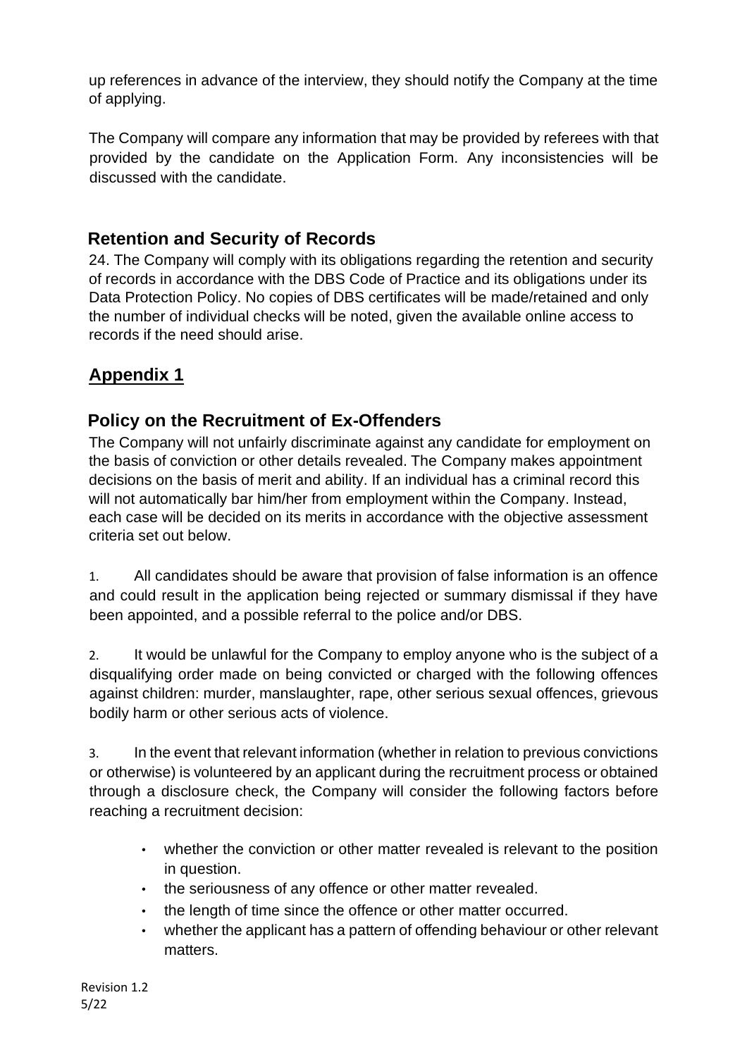up references in advance of the interview, they should notify the Company at the time of applying.

The Company will compare any information that may be provided by referees with that provided by the candidate on the Application Form. Any inconsistencies will be discussed with the candidate.

## Retention and Security of Records

24. The Company will comply with its obligations regarding the retention and security of records in accordance with the DBS Code of Practice and its obligations under its Data Protection Policy. No copies of DBS certificates will be made/retained and only the number of individual checks will be noted, given the available online access to records if the need should arise.

## <u>Appendix 1</u>

## Policy on the Recruitment of Ex-Offenders

The Company will not unfairly discriminate against any candidate for employment on the basis of conviction or other details revealed. The Company makes appointment decisions on the basis of merit and ability. If an individual has a criminal record this will not automatically bar him/her from employment within the Company. Instead, each case will be decided on its merits in accordance with the objective assessment criteria set out below.

1. All candidates should be aware that provision of false information is an offence and could result in the application being rejected or summary dismissal if they have been appointed, and a possible referral to the police and/or DBS.

2. It would be unlawful for the Company to employ anyone who is the subject of a disqualifying order made on being convicted or charged with the following offences against children: murder, manslaughter, rape, other serious sexual offences, grievous bodily harm or other serious acts of violence.

3. In the event that relevant information (whether in relation to previous convictions or otherwise) is volunteered by an applicant during the recruitment process or obtained through a disclosure check, the Company will consider the following factors before reaching a recruitment decision:

- whether the conviction or other matter revealed is relevant to the position in question.
- the seriousness of any offence or other matter revealed.
- the length of time since the offence or other matter occurred.
- whether the applicant has a pattern of offending behaviour or other relevant matters.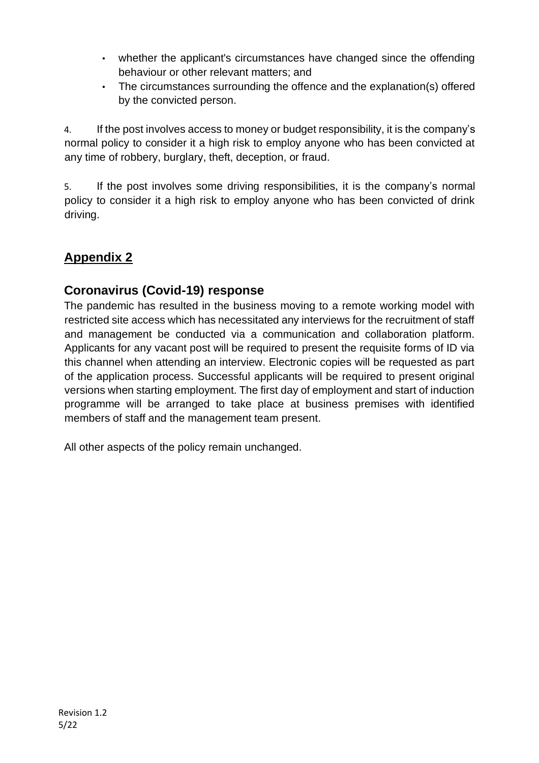- whether the applicant's circumstances have changed since the offending behaviour or other relevant matters; and
- The circumstances surrounding the offence and the explanation(s) offered by the convicted person.

4. If the post involves access to money or budget responsibility, it is the company's normal policy to consider it a high risk to employ anyone who has been convicted at any time of robbery, burglary, theft, deception, or fraud.

5. If the post involves some driving responsibilities, it is the company's normal policy to consider it a high risk to employ anyone who has been convicted of drink driving.

## Appendix 2

### Coronavirus (Covid-19) response

The pandemic has resulted in the business moving to a remote working model with restricted site access which has necessitated any interviews for the recruitment of staff and management be conducted via a communication and collaboration platform. Applicants for any vacant post will be required to present the requisite forms of ID via this channel when attending an interview. Electronic copies will be requested as part of the application process. Successful applicants will be required to present original versions when starting employment. The first day of employment and start of induction programme will be arranged to take place at business premises with identified members of staff and the management team present.

All other aspects of the policy remain unchanged.

Revision 1.2
5/22